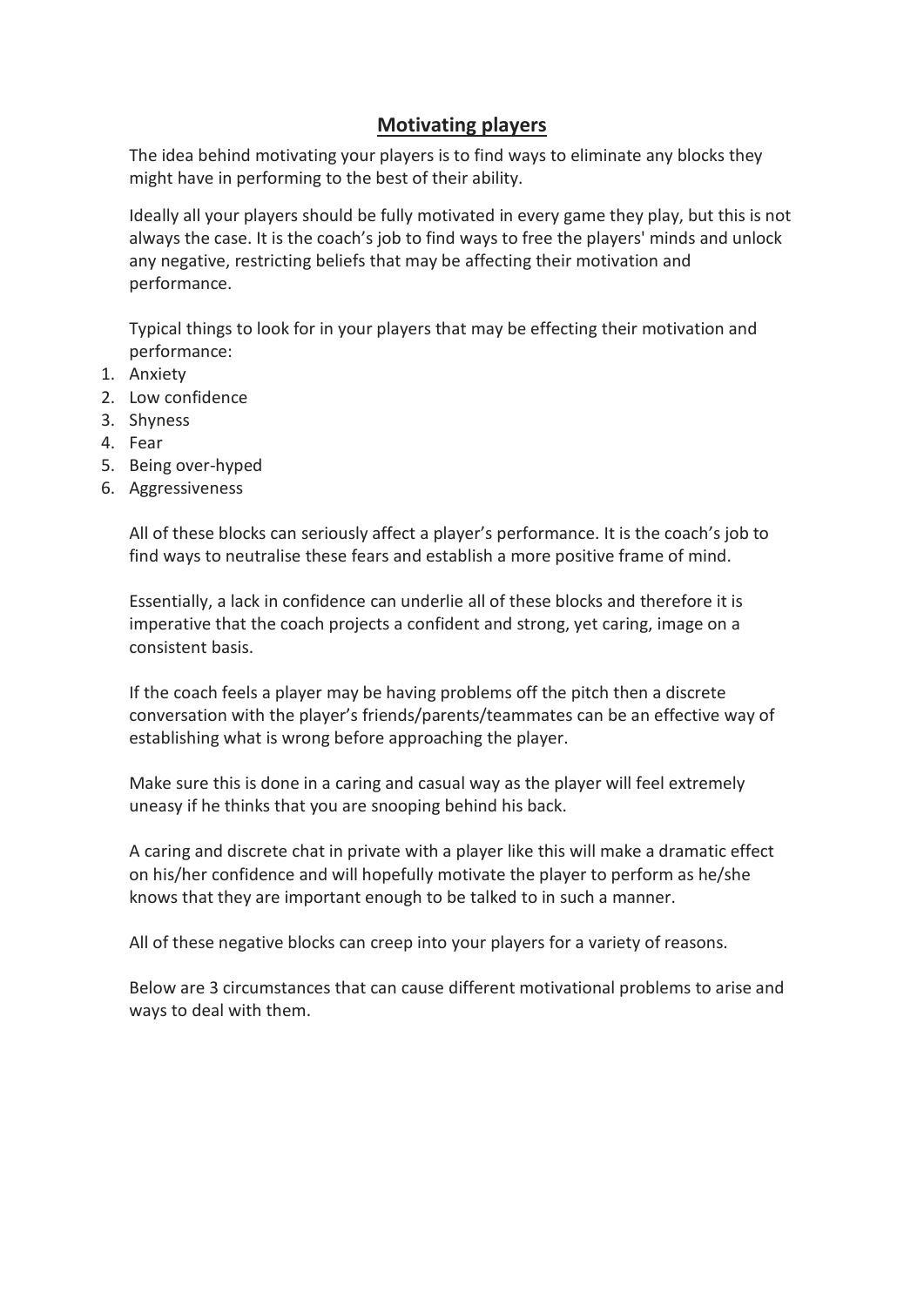# Motivating players

The idea behind motivating your players is to find ways to eliminate any blocks they might have in performing to the best of their ability.

Ideally all your players should be fully motivated in every game they play, but this is not always the case. It is the coach's job to find ways to free the players' minds and unlock any negative, restricting beliefs that may be affecting their motivation and performance.

Typical things to look for in your players that may be effecting their motivation and performance:

1. Anxiety
2. Low confidence
3. Shyness
4. Fear
5. Being over-hyped
6. Aggressiveness

All of these blocks can seriously affect a player's performance. It is the coach's job to find ways to neutralise these fears and establish a more positive frame of mind.

Essentially, a lack in confidence can underlie all of these blocks and therefore it is imperative that the coach projects a confident and strong, yet caring, image on a consistent basis.

If the coach feels a player may be having problems off the pitch then a discrete conversation with the player's friends/parents/teammates can be an effective way of establishing what is wrong before approaching the player.

Make sure this is done in a caring and casual way as the player will feel extremely uneasy if he thinks that you are snooping behind his back.

A caring and discrete chat in private with a player like this will make a dramatic effect on his/her confidence and will hopefully motivate the player to perform as he/she knows that they are important enough to be talked to in such a manner.

All of these negative blocks can creep into your players for a variety of reasons.

Below are 3 circumstances that can cause different motivational problems to arise and ways to deal with them.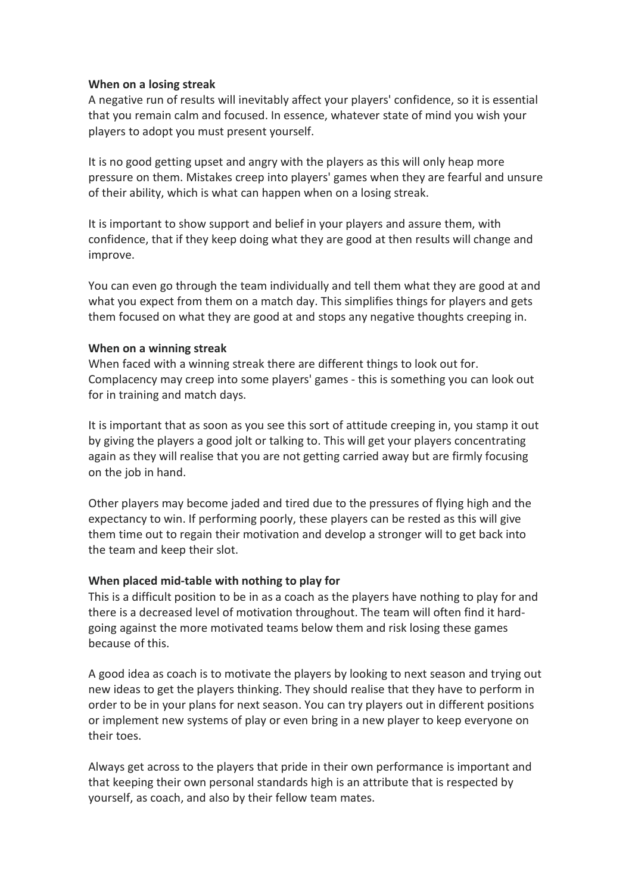**When on a losing streak**

A negative run of results will inevitably affect your players' confidence, so it is essential that you remain calm and focused. In essence, whatever state of mind you wish your players to adopt you must present yourself.

It is no good getting upset and angry with the players as this will only heap more pressure on them. Mistakes creep into players' games when they are fearful and unsure of their ability, which is what can happen when on a losing streak.

It is important to show support and belief in your players and assure them, with confidence, that if they keep doing what they are good at then results will change and improve.

You can even go through the team individually and tell them what they are good at and what you expect from them on a match day. This simplifies things for players and gets them focused on what they are good at and stops any negative thoughts creeping in.

**When on a winning streak**

When faced with a winning streak there are different things to look out for. Complacency may creep into some players' games - this is something you can look out for in training and match days.

It is important that as soon as you see this sort of attitude creeping in, you stamp it out by giving the players a good jolt or talking to. This will get your players concentrating again as they will realise that you are not getting carried away but are firmly focusing on the job in hand.

Other players may become jaded and tired due to the pressures of flying high and the expectancy to win. If performing poorly, these players can be rested as this will give them time out to regain their motivation and develop a stronger will to get back into the team and keep their slot.

**When placed mid-table with nothing to play for**

This is a difficult position to be in as a coach as the players have nothing to play for and there is a decreased level of motivation throughout. The team will often find it hard-going against the more motivated teams below them and risk losing these games because of this.

A good idea as coach is to motivate the players by looking to next season and trying out new ideas to get the players thinking. They should realise that they have to perform in order to be in your plans for next season. You can try players out in different positions or implement new systems of play or even bring in a new player to keep everyone on their toes.

Always get across to the players that pride in their own performance is important and that keeping their own personal standards high is an attribute that is respected by yourself, as coach, and also by their fellow team mates.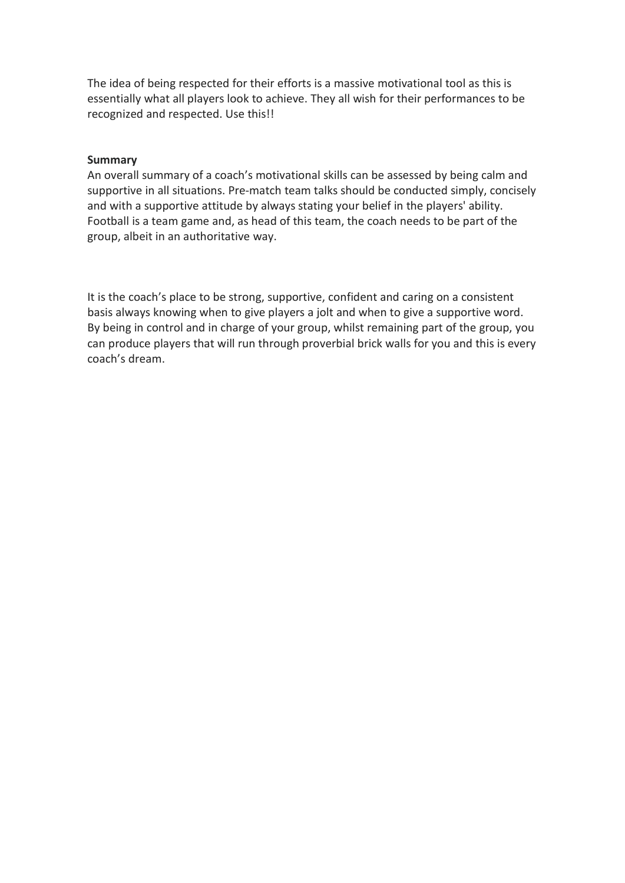The idea of being respected for their efforts is a massive motivational tool as this is essentially what all players look to achieve. They all wish for their performances to be recognized and respected. Use this!!

**Summary**

An overall summary of a coach's motivational skills can be assessed by being calm and supportive in all situations. Pre-match team talks should be conducted simply, concisely and with a supportive attitude by always stating your belief in the players' ability. Football is a team game and, as head of this team, the coach needs to be part of the group, albeit in an authoritative way.

It is the coach's place to be strong, supportive, confident and caring on a consistent basis always knowing when to give players a jolt and when to give a supportive word. By being in control and in charge of your group, whilst remaining part of the group, you can produce players that will run through proverbial brick walls for you and this is every coach's dream.